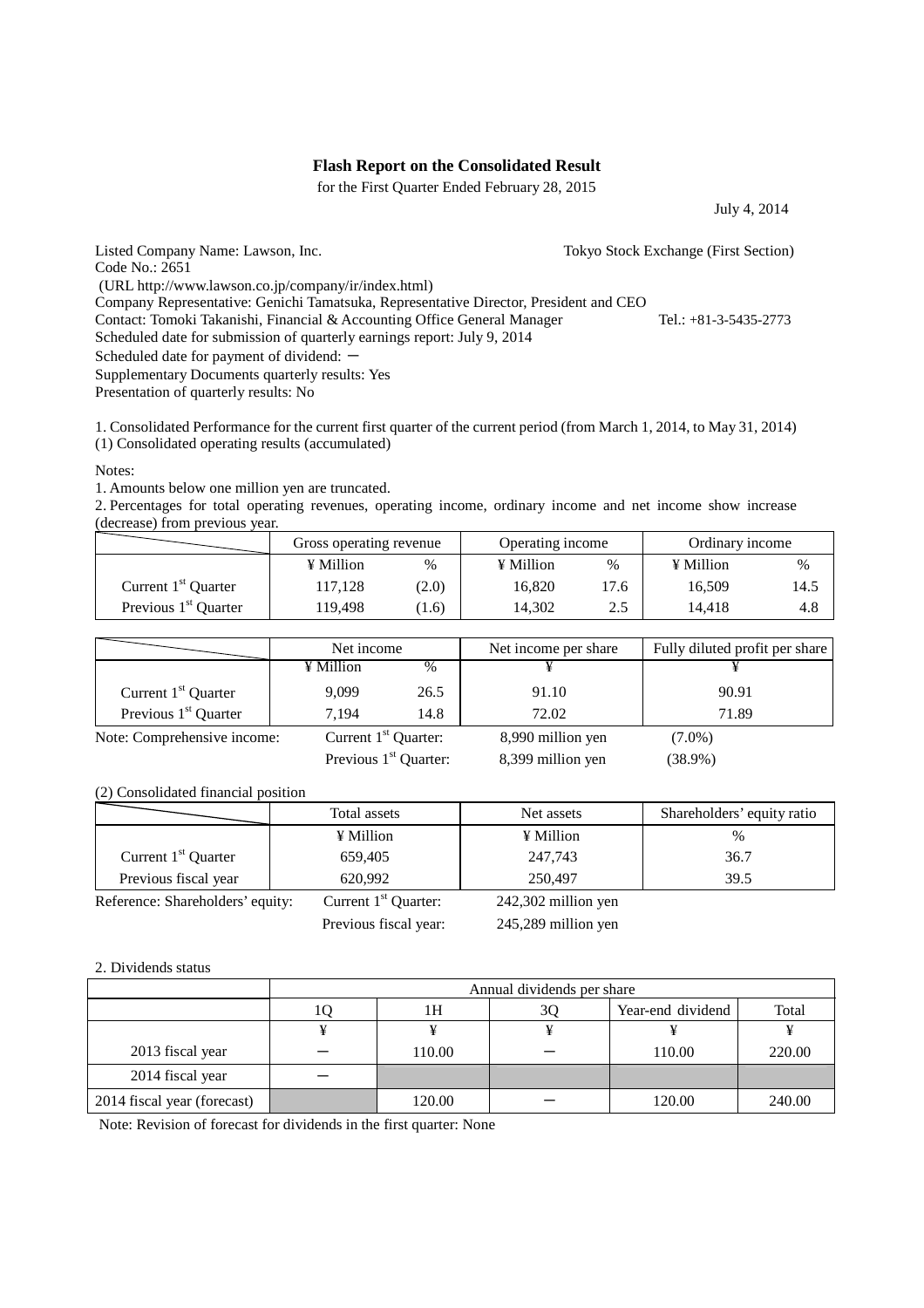# Flash Report on the Consolidated Result

for the First Quarter Ended February 28, 2015

July 4, 2014

Listed Company Name: Lawson, Inc. Tokyo Stock Exchange (First Section)
Code No.: 2651
(URL http://www.lawson.co.jp/company/ir/index.html)
Company Representative: Genichi Tamatsuka, Representative Director, President and CEO
Contact: Tomoki Takanishi, Financial & Accounting Office General Manager Tel.: +81-3-5435-2773
Scheduled date for submission of quarterly earnings report: July 9, 2014
Scheduled date for payment of dividend: －
Supplementary Documents quarterly results: Yes
Presentation of quarterly results: No

1. Consolidated Performance for the current first quarter of the current period (from March 1, 2014, to May 31, 2014)
(1) Consolidated operating results (accumulated)

Notes:
1. Amounts below one million yen are truncated.
2. Percentages for total operating revenues, operating income, ordinary income and net income show increase (decrease) from previous year.

| | Gross operating revenue | | Operating income | | Ordinary income | |
|---|---|---|---|---|---|---|
| | ¥ Million | % | ¥ Million | % | ¥ Million | % |
| Current 1st Quarter | 117,128 | (2.0) | 16,820 | 17.6 | 16,509 | 14.5 |
| Previous 1st Quarter | 119,498 | (1.6) | 14,302 | 2.5 | 14,418 | 4.8 |

| | Net income | | Net income per share | Fully diluted profit per share |
|---|---|---|---|---|
| | ¥ Million | % | ¥ | ¥ |
| Current 1st Quarter | 9,099 | 26.5 | 91.10 | 90.91 |
| Previous 1st Quarter | 7,194 | 14.8 | 72.02 | 71.89 |

Note: Comprehensive income: Current 1st Quarter: 8,990 million yen (7.0%)
Previous 1st Quarter: 8,399 million yen (38.9%)

(2) Consolidated financial position

| | Total assets | Net assets | Shareholders' equity ratio |
|---|---|---|---|
| | ¥ Million | ¥ Million | % |
| Current 1st Quarter | 659,405 | 247,743 | 36.7 |
| Previous fiscal year | 620,992 | 250,497 | 39.5 |

Reference: Shareholders' equity: Current 1st Quarter: 242,302 million yen
Previous fiscal year: 245,289 million yen

2. Dividends status

| | Annual dividends per share | | | | |
|---|---|---|---|---|---|
| | 1Q | 1H | 3Q | Year-end dividend | Total |
| | ¥ | ¥ | ¥ | ¥ | ¥ |
| 2013 fiscal year | － | 110.00 | － | 110.00 | 220.00 |
| 2014 fiscal year | － | | | | |
| 2014 fiscal year (forecast) | | 120.00 | － | 120.00 | 240.00 |

Note: Revision of forecast for dividends in the first quarter: None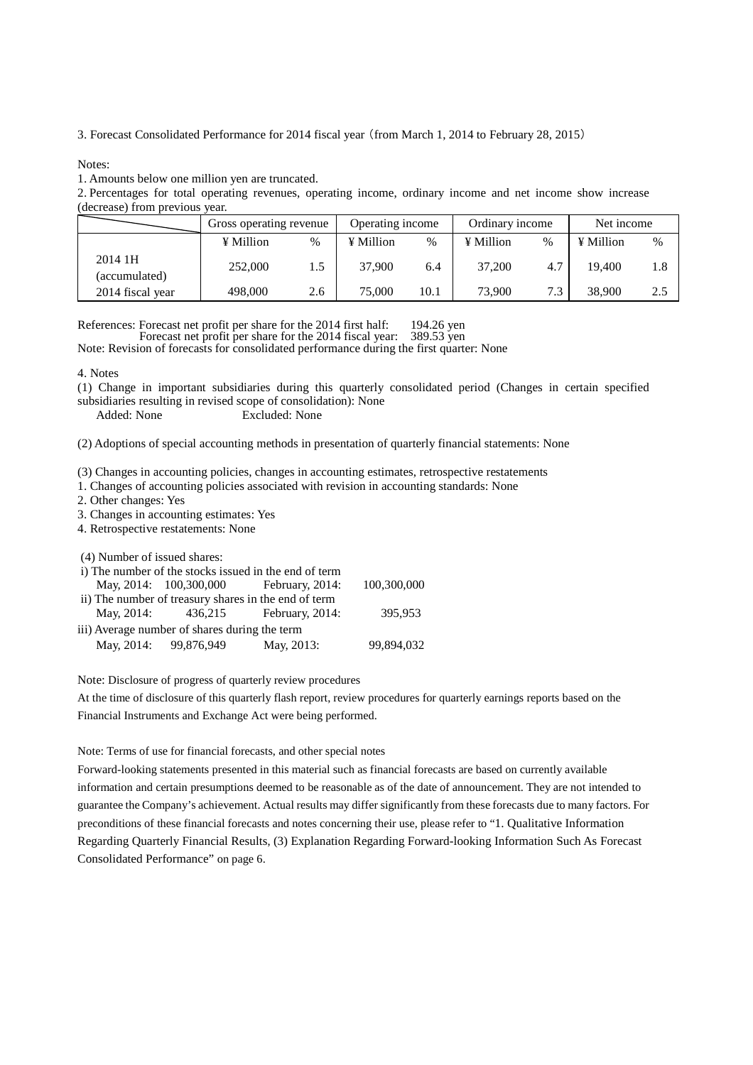3. Forecast Consolidated Performance for 2014 fiscal year（from March 1, 2014 to February 28, 2015）

Notes:

1. Amounts below one million yen are truncated.
2. Percentages for total operating revenues, operating income, ordinary income and net income show increase (decrease) from previous year.

| | Gross operating revenue | | Operating income | | Ordinary income | | Net income | |
|---|---|---|---|---|---|---|---|---|
| | ¥ Million | % | ¥ Million | % | ¥ Million | % | ¥ Million | % |
| 2014 1H (accumulated) | 252,000 | 1.5 | 37,900 | 6.4 | 37,200 | 4.7 | 19,400 | 1.8 |
| 2014 fiscal year | 498,000 | 2.6 | 75,000 | 10.1 | 73,900 | 7.3 | 38,900 | 2.5 |

References: Forecast net profit per share for the 2014 first half: 194.26 yen
Forecast net profit per share for the 2014 fiscal year: 389.53 yen

Note: Revision of forecasts for consolidated performance during the first quarter: None

4. Notes

(1) Change in important subsidiaries during this quarterly consolidated period (Changes in certain specified subsidiaries resulting in revised scope of consolidation): None
Added: None Excluded: None

(2) Adoptions of special accounting methods in presentation of quarterly financial statements: None

(3) Changes in accounting policies, changes in accounting estimates, retrospective restatements

1. Changes of accounting policies associated with revision in accounting standards: None
2. Other changes: Yes
3. Changes in accounting estimates: Yes
4. Retrospective restatements: None

(4) Number of issued shares:

i) The number of the stocks issued in the end of term
May, 2014: 100,300,000 February, 2014: 100,300,000

ii) The number of treasury shares in the end of term
May, 2014: 436,215 February, 2014: 395,953

iii) Average number of shares during the term
May, 2014: 99,876,949 May, 2013: 99,894,032

Note: Disclosure of progress of quarterly review procedures

At the time of disclosure of this quarterly flash report, review procedures for quarterly earnings reports based on the Financial Instruments and Exchange Act were being performed.

Note: Terms of use for financial forecasts, and other special notes

Forward-looking statements presented in this material such as financial forecasts are based on currently available information and certain presumptions deemed to be reasonable as of the date of announcement. They are not intended to guarantee the Company's achievement. Actual results may differ significantly from these forecasts due to many factors. For preconditions of these financial forecasts and notes concerning their use, please refer to "1. Qualitative Information Regarding Quarterly Financial Results, (3) Explanation Regarding Forward-looking Information Such As Forecast Consolidated Performance" on page 6.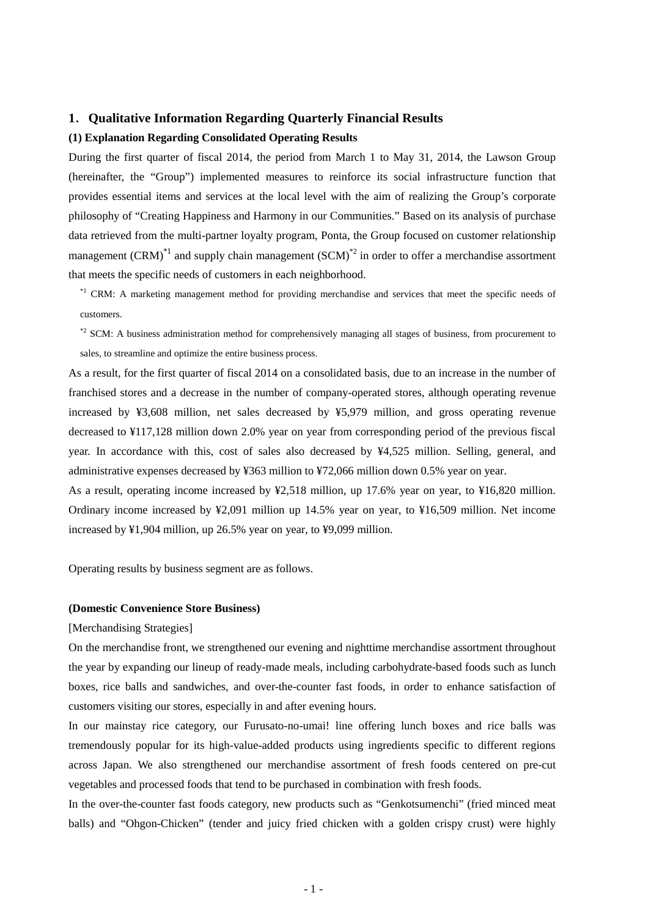## 1. Qualitative Information Regarding Quarterly Financial Results

### (1) Explanation Regarding Consolidated Operating Results

During the first quarter of fiscal 2014, the period from March 1 to May 31, 2014, the Lawson Group (hereinafter, the "Group") implemented measures to reinforce its social infrastructure function that provides essential items and services at the local level with the aim of realizing the Group's corporate philosophy of "Creating Happiness and Harmony in our Communities." Based on its analysis of purchase data retrieved from the multi-partner loyalty program, Ponta, the Group focused on customer relationship management (CRM)[*1] and supply chain management (SCM)[*2] in order to offer a merchandise assortment that meets the specific needs of customers in each neighborhood.

[*1] CRM: A marketing management method for providing merchandise and services that meet the specific needs of customers.

[*2] SCM: A business administration method for comprehensively managing all stages of business, from procurement to sales, to streamline and optimize the entire business process.

As a result, for the first quarter of fiscal 2014 on a consolidated basis, due to an increase in the number of franchised stores and a decrease in the number of company-operated stores, although operating revenue increased by ¥3,608 million, net sales decreased by ¥5,979 million, and gross operating revenue decreased to ¥117,128 million down 2.0% year on year from corresponding period of the previous fiscal year. In accordance with this, cost of sales also decreased by ¥4,525 million. Selling, general, and administrative expenses decreased by ¥363 million to ¥72,066 million down 0.5% year on year.

As a result, operating income increased by ¥2,518 million, up 17.6% year on year, to ¥16,820 million. Ordinary income increased by ¥2,091 million up 14.5% year on year, to ¥16,509 million. Net income increased by ¥1,904 million, up 26.5% year on year, to ¥9,099 million.

Operating results by business segment are as follows.

**(Domestic Convenience Store Business)**

[Merchandising Strategies]

On the merchandise front, we strengthened our evening and nighttime merchandise assortment throughout the year by expanding our lineup of ready-made meals, including carbohydrate-based foods such as lunch boxes, rice balls and sandwiches, and over-the-counter fast foods, in order to enhance satisfaction of customers visiting our stores, especially in and after evening hours.

In our mainstay rice category, our Furusato-no-umai! line offering lunch boxes and rice balls was tremendously popular for its high-value-added products using ingredients specific to different regions across Japan. We also strengthened our merchandise assortment of fresh foods centered on pre-cut vegetables and processed foods that tend to be purchased in combination with fresh foods.

In the over-the-counter fast foods category, new products such as "Genkotsumenchi" (fried minced meat balls) and "Ohgon-Chicken" (tender and juicy fried chicken with a golden crispy crust) were highly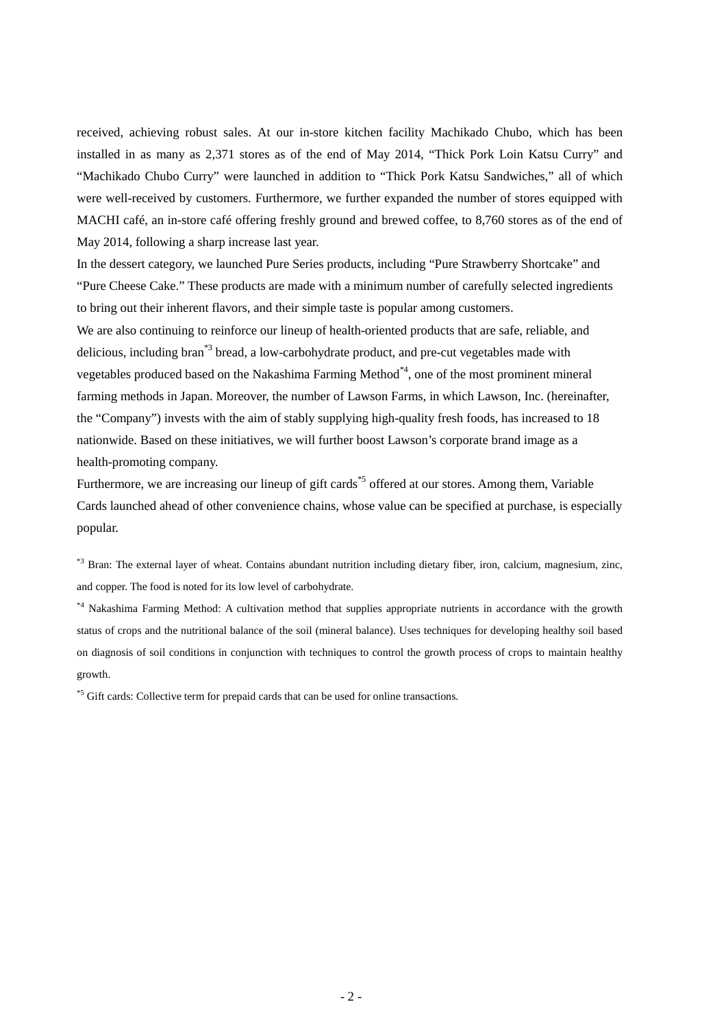received, achieving robust sales. At our in-store kitchen facility Machikado Chubo, which has been installed in as many as 2,371 stores as of the end of May 2014, "Thick Pork Loin Katsu Curry" and "Machikado Chubo Curry" were launched in addition to "Thick Pork Katsu Sandwiches," all of which were well-received by customers. Furthermore, we further expanded the number of stores equipped with MACHI café, an in-store café offering freshly ground and brewed coffee, to 8,760 stores as of the end of May 2014, following a sharp increase last year.

In the dessert category, we launched Pure Series products, including "Pure Strawberry Shortcake" and "Pure Cheese Cake." These products are made with a minimum number of carefully selected ingredients to bring out their inherent flavors, and their simple taste is popular among customers.

We are also continuing to reinforce our lineup of health-oriented products that are safe, reliable, and delicious, including bran[*3] bread, a low-carbohydrate product, and pre-cut vegetables made with vegetables produced based on the Nakashima Farming Method[*4], one of the most prominent mineral farming methods in Japan. Moreover, the number of Lawson Farms, in which Lawson, Inc. (hereinafter, the "Company") invests with the aim of stably supplying high-quality fresh foods, has increased to 18 nationwide. Based on these initiatives, we will further boost Lawson's corporate brand image as a health-promoting company.

Furthermore, we are increasing our lineup of gift cards[*5] offered at our stores. Among them, Variable Cards launched ahead of other convenience chains, whose value can be specified at purchase, is especially popular.

[*3] Bran: The external layer of wheat. Contains abundant nutrition including dietary fiber, iron, calcium, magnesium, zinc, and copper. The food is noted for its low level of carbohydrate.

[*4] Nakashima Farming Method: A cultivation method that supplies appropriate nutrients in accordance with the growth status of crops and the nutritional balance of the soil (mineral balance). Uses techniques for developing healthy soil based on diagnosis of soil conditions in conjunction with techniques to control the growth process of crops to maintain healthy growth.

[*5] Gift cards: Collective term for prepaid cards that can be used for online transactions.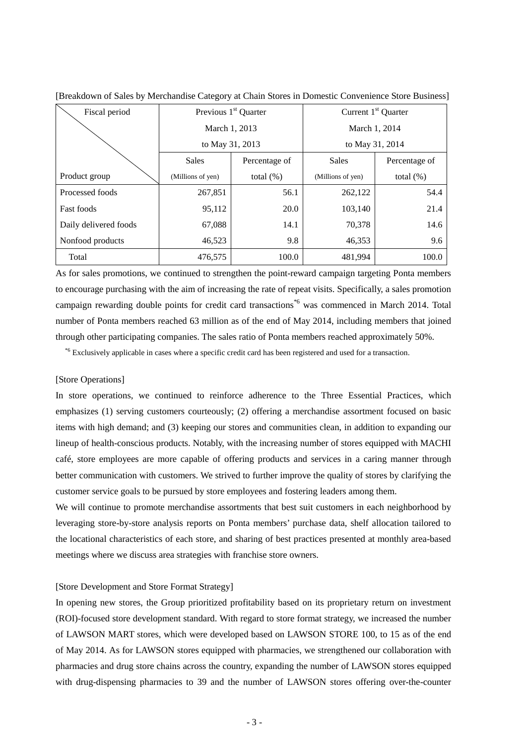[Breakdown of Sales by Merchandise Category at Chain Stores in Domestic Convenience Store Business]

| Fiscal period / Product group | Previous 1st Quarter March 1, 2013 to May 31, 2013 | | Current 1st Quarter March 1, 2014 to May 31, 2014 | |
|---|---|---|---|---|
| | Sales (Millions of yen) | Percentage of total (%) | Sales (Millions of yen) | Percentage of total (%) |
| Processed foods | 267,851 | 56.1 | 262,122 | 54.4 |
| Fast foods | 95,112 | 20.0 | 103,140 | 21.4 |
| Daily delivered foods | 67,088 | 14.1 | 70,378 | 14.6 |
| Nonfood products | 46,523 | 9.8 | 46,353 | 9.6 |
| Total | 476,575 | 100.0 | 481,994 | 100.0 |

As for sales promotions, we continued to strengthen the point-reward campaign targeting Ponta members to encourage purchasing with the aim of increasing the rate of repeat visits. Specifically, a sales promotion campaign rewarding double points for credit card transactions[*6] was commenced in March 2014. Total number of Ponta members reached 63 million as of the end of May 2014, including members that joined through other participating companies. The sales ratio of Ponta members reached approximately 50%.

[*6] Exclusively applicable in cases where a specific credit card has been registered and used for a transaction.

[Store Operations]

In store operations, we continued to reinforce adherence to the Three Essential Practices, which emphasizes (1) serving customers courteously; (2) offering a merchandise assortment focused on basic items with high demand; and (3) keeping our stores and communities clean, in addition to expanding our lineup of health-conscious products. Notably, with the increasing number of stores equipped with MACHI café, store employees are more capable of offering products and services in a caring manner through better communication with customers. We strived to further improve the quality of stores by clarifying the customer service goals to be pursued by store employees and fostering leaders among them.

We will continue to promote merchandise assortments that best suit customers in each neighborhood by leveraging store-by-store analysis reports on Ponta members' purchase data, shelf allocation tailored to the locational characteristics of each store, and sharing of best practices presented at monthly area-based meetings where we discuss area strategies with franchise store owners.

[Store Development and Store Format Strategy]

In opening new stores, the Group prioritized profitability based on its proprietary return on investment (ROI)-focused store development standard. With regard to store format strategy, we increased the number of LAWSON MART stores, which were developed based on LAWSON STORE 100, to 15 as of the end of May 2014. As for LAWSON stores equipped with pharmacies, we strengthened our collaboration with pharmacies and drug store chains across the country, expanding the number of LAWSON stores equipped with drug-dispensing pharmacies to 39 and the number of LAWSON stores offering over-the-counter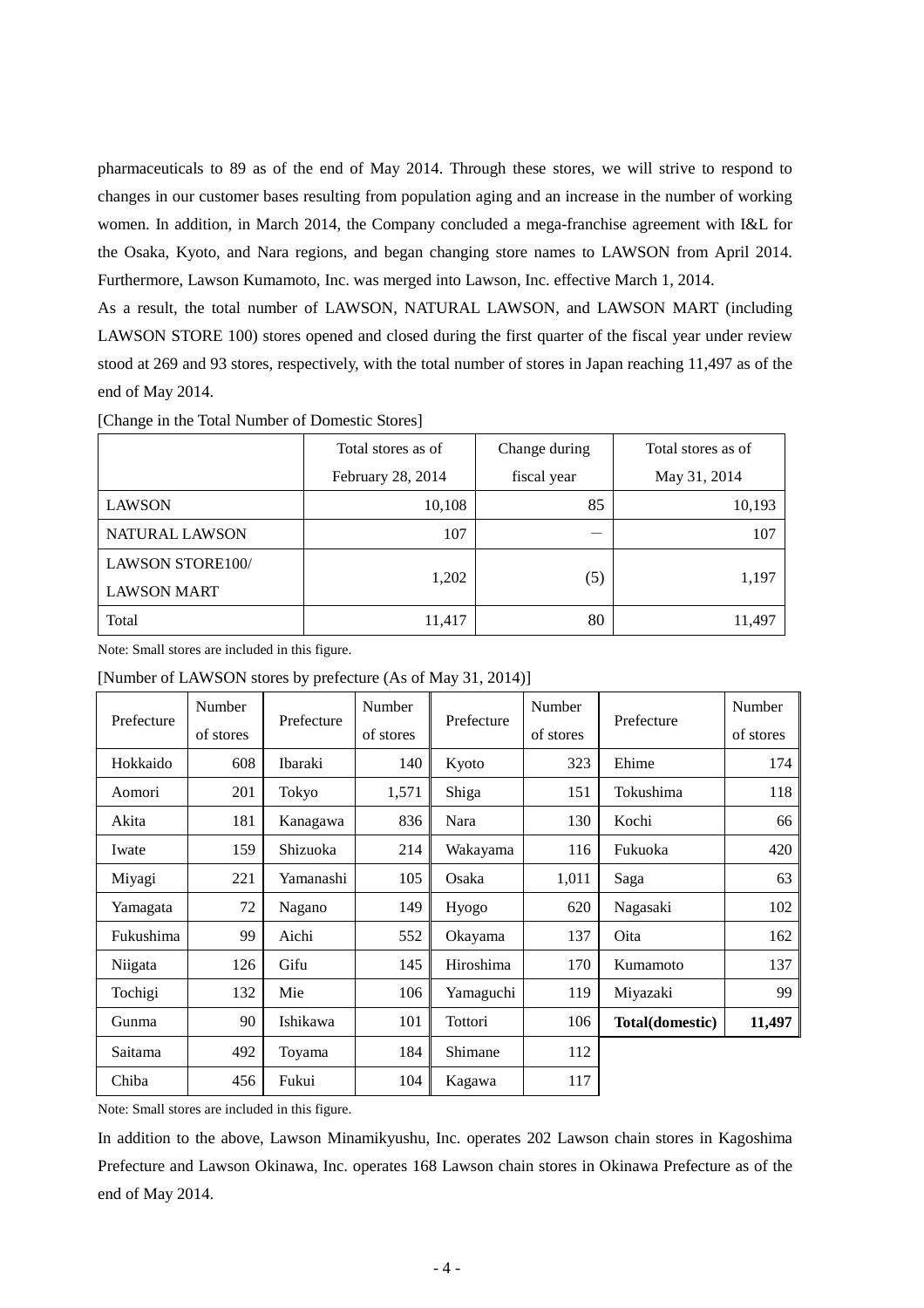pharmaceuticals to 89 as of the end of May 2014. Through these stores, we will strive to respond to changes in our customer bases resulting from population aging and an increase in the number of working women. In addition, in March 2014, the Company concluded a mega-franchise agreement with I&L for the Osaka, Kyoto, and Nara regions, and began changing store names to LAWSON from April 2014. Furthermore, Lawson Kumamoto, Inc. was merged into Lawson, Inc. effective March 1, 2014.

As a result, the total number of LAWSON, NATURAL LAWSON, and LAWSON MART (including LAWSON STORE 100) stores opened and closed during the first quarter of the fiscal year under review stood at 269 and 93 stores, respectively, with the total number of stores in Japan reaching 11,497 as of the end of May 2014.

[Change in the Total Number of Domestic Stores]

| | Total stores as of February 28, 2014 | Change during fiscal year | Total stores as of May 31, 2014 |
|---|---|---|---|
| LAWSON | 10,108 | 85 | 10,193 |
| NATURAL LAWSON | 107 | — | 107 |
| LAWSON STORE100/ LAWSON MART | 1,202 | (5) | 1,197 |
| Total | 11,417 | 80 | 11,497 |

Note: Small stores are included in this figure.

[Number of LAWSON stores by prefecture (As of May 31, 2014)]

| Prefecture | Number of stores | Prefecture | Number of stores | Prefecture | Number of stores | Prefecture | Number of stores |
|---|---|---|---|---|---|---|---|
| Hokkaido | 608 | Ibaraki | 140 | Kyoto | 323 | Ehime | 174 |
| Aomori | 201 | Tokyo | 1,571 | Shiga | 151 | Tokushima | 118 |
| Akita | 181 | Kanagawa | 836 | Nara | 130 | Kochi | 66 |
| Iwate | 159 | Shizuoka | 214 | Wakayama | 116 | Fukuoka | 420 |
| Miyagi | 221 | Yamanashi | 105 | Osaka | 1,011 | Saga | 63 |
| Yamagata | 72 | Nagano | 149 | Hyogo | 620 | Nagasaki | 102 |
| Fukushima | 99 | Aichi | 552 | Okayama | 137 | Oita | 162 |
| Niigata | 126 | Gifu | 145 | Hiroshima | 170 | Kumamoto | 137 |
| Tochigi | 132 | Mie | 106 | Yamaguchi | 119 | Miyazaki | 99 |
| Gunma | 90 | Ishikawa | 101 | Tottori | 106 | **Total(domestic)** | **11,497** |
| Saitama | 492 | Toyama | 184 | Shimane | 112 | | |
| Chiba | 456 | Fukui | 104 | Kagawa | 117 | | |

Note: Small stores are included in this figure.

In addition to the above, Lawson Minamikyushu, Inc. operates 202 Lawson chain stores in Kagoshima Prefecture and Lawson Okinawa, Inc. operates 168 Lawson chain stores in Okinawa Prefecture as of the end of May 2014.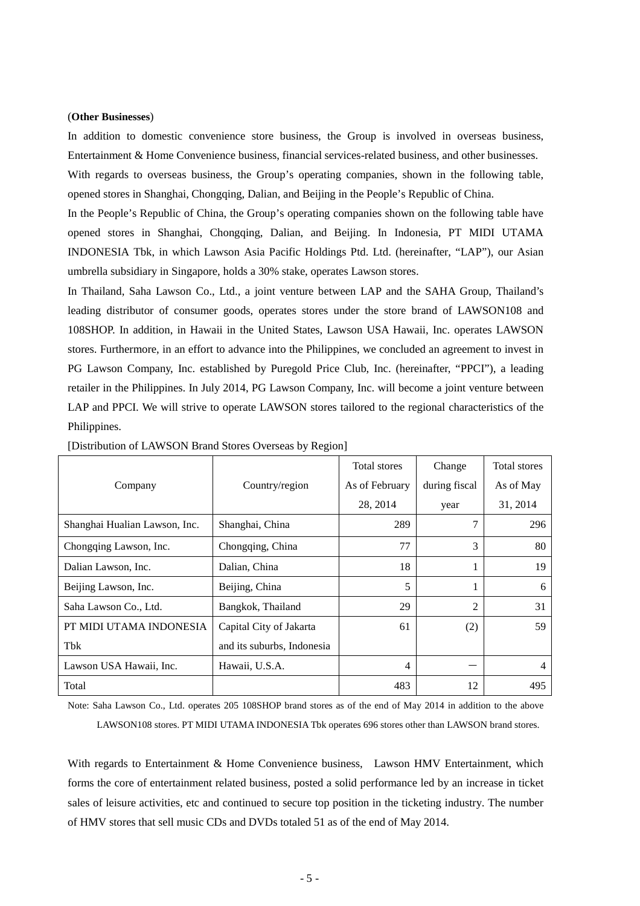(**Other Businesses**)

In addition to domestic convenience store business, the Group is involved in overseas business, Entertainment & Home Convenience business, financial services-related business, and other businesses.

With regards to overseas business, the Group's operating companies, shown in the following table, opened stores in Shanghai, Chongqing, Dalian, and Beijing in the People's Republic of China.

In the People's Republic of China, the Group's operating companies shown on the following table have opened stores in Shanghai, Chongqing, Dalian, and Beijing. In Indonesia, PT MIDI UTAMA INDONESIA Tbk, in which Lawson Asia Pacific Holdings Ptd. Ltd. (hereinafter, "LAP"), our Asian umbrella subsidiary in Singapore, holds a 30% stake, operates Lawson stores.

In Thailand, Saha Lawson Co., Ltd., a joint venture between LAP and the SAHA Group, Thailand's leading distributor of consumer goods, operates stores under the store brand of LAWSON108 and 108SHOP. In addition, in Hawaii in the United States, Lawson USA Hawaii, Inc. operates LAWSON stores. Furthermore, in an effort to advance into the Philippines, we concluded an agreement to invest in PG Lawson Company, Inc. established by Puregold Price Club, Inc. (hereinafter, "PPCI"), a leading retailer in the Philippines. In July 2014, PG Lawson Company, Inc. will become a joint venture between LAP and PPCI. We will strive to operate LAWSON stores tailored to the regional characteristics of the Philippines.

[Distribution of LAWSON Brand Stores Overseas by Region]

| Company | Country/region | Total stores As of February 28, 2014 | Change during fiscal year | Total stores As of May 31, 2014 |
|---|---|---|---|---|
| Shanghai Hualian Lawson, Inc. | Shanghai, China | 289 | 7 | 296 |
| Chongqing Lawson, Inc. | Chongqing, China | 77 | 3 | 80 |
| Dalian Lawson, Inc. | Dalian, China | 18 | 1 | 19 |
| Beijing Lawson, Inc. | Beijing, China | 5 | 1 | 6 |
| Saha Lawson Co., Ltd. | Bangkok, Thailand | 29 | 2 | 31 |
| PT MIDI UTAMA INDONESIA Tbk | Capital City of Jakarta and its suburbs, Indonesia | 61 | (2) | 59 |
| Lawson USA Hawaii, Inc. | Hawaii, U.S.A. | 4 | ― | 4 |
| Total | | 483 | 12 | 495 |

Note: Saha Lawson Co., Ltd. operates 205 108SHOP brand stores as of the end of May 2014 in addition to the above LAWSON108 stores. PT MIDI UTAMA INDONESIA Tbk operates 696 stores other than LAWSON brand stores.

With regards to Entertainment & Home Convenience business, Lawson HMV Entertainment, which forms the core of entertainment related business, posted a solid performance led by an increase in ticket sales of leisure activities, etc and continued to secure top position in the ticketing industry. The number of HMV stores that sell music CDs and DVDs totaled 51 as of the end of May 2014.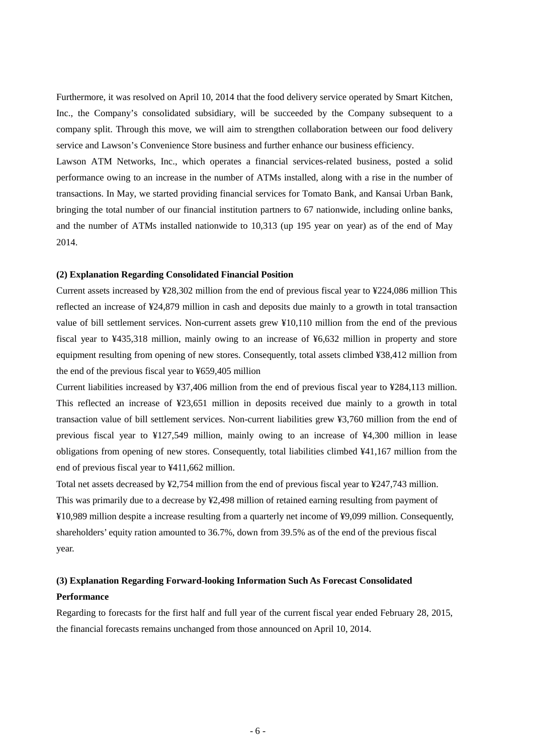Furthermore, it was resolved on April 10, 2014 that the food delivery service operated by Smart Kitchen, Inc., the Company's consolidated subsidiary, will be succeeded by the Company subsequent to a company split. Through this move, we will aim to strengthen collaboration between our food delivery service and Lawson's Convenience Store business and further enhance our business efficiency.

Lawson ATM Networks, Inc., which operates a financial services-related business, posted a solid performance owing to an increase in the number of ATMs installed, along with a rise in the number of transactions. In May, we started providing financial services for Tomato Bank, and Kansai Urban Bank, bringing the total number of our financial institution partners to 67 nationwide, including online banks, and the number of ATMs installed nationwide to 10,313 (up 195 year on year) as of the end of May 2014.

**(2) Explanation Regarding Consolidated Financial Position**

Current assets increased by ¥28,302 million from the end of previous fiscal year to ¥224,086 million This reflected an increase of ¥24,879 million in cash and deposits due mainly to a growth in total transaction value of bill settlement services. Non-current assets grew ¥10,110 million from the end of the previous fiscal year to ¥435,318 million, mainly owing to an increase of ¥6,632 million in property and store equipment resulting from opening of new stores. Consequently, total assets climbed ¥38,412 million from the end of the previous fiscal year to ¥659,405 million

Current liabilities increased by ¥37,406 million from the end of previous fiscal year to ¥284,113 million. This reflected an increase of ¥23,651 million in deposits received due mainly to a growth in total transaction value of bill settlement services. Non-current liabilities grew ¥3,760 million from the end of previous fiscal year to ¥127,549 million, mainly owing to an increase of ¥4,300 million in lease obligations from opening of new stores. Consequently, total liabilities climbed ¥41,167 million from the end of previous fiscal year to ¥411,662 million.

Total net assets decreased by ¥2,754 million from the end of previous fiscal year to ¥247,743 million. This was primarily due to a decrease by ¥2,498 million of retained earning resulting from payment of ¥10,989 million despite a increase resulting from a quarterly net income of ¥9,099 million. Consequently, shareholders' equity ration amounted to 36.7%, down from 39.5% as of the end of the previous fiscal year.

**(3) Explanation Regarding Forward-looking Information Such As Forecast Consolidated Performance**

Regarding to forecasts for the first half and full year of the current fiscal year ended February 28, 2015, the financial forecasts remains unchanged from those announced on April 10, 2014.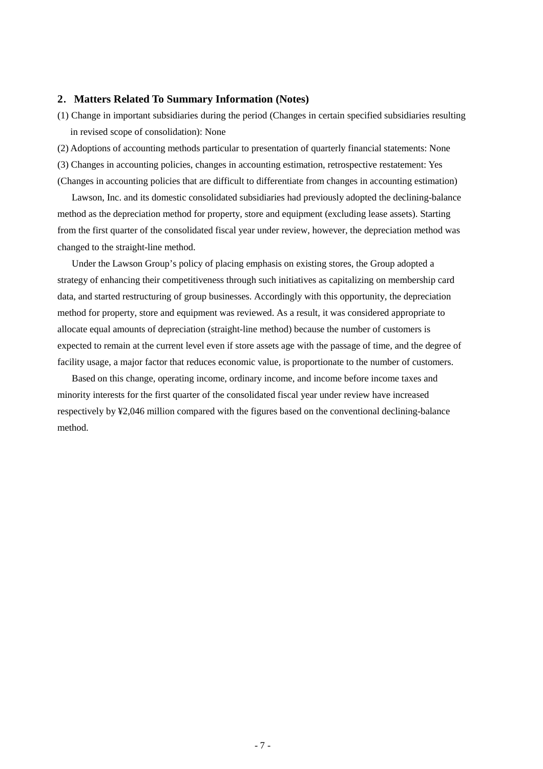## 2. Matters Related To Summary Information (Notes)

(1) Change in important subsidiaries during the period (Changes in certain specified subsidiaries resulting in revised scope of consolidation): None

(2) Adoptions of accounting methods particular to presentation of quarterly financial statements: None

(3) Changes in accounting policies, changes in accounting estimation, retrospective restatement: Yes

(Changes in accounting policies that are difficult to differentiate from changes in accounting estimation)

Lawson, Inc. and its domestic consolidated subsidiaries had previously adopted the declining-balance method as the depreciation method for property, store and equipment (excluding lease assets). Starting from the first quarter of the consolidated fiscal year under review, however, the depreciation method was changed to the straight-line method.

Under the Lawson Group's policy of placing emphasis on existing stores, the Group adopted a strategy of enhancing their competitiveness through such initiatives as capitalizing on membership card data, and started restructuring of group businesses. Accordingly with this opportunity, the depreciation method for property, store and equipment was reviewed. As a result, it was considered appropriate to allocate equal amounts of depreciation (straight-line method) because the number of customers is expected to remain at the current level even if store assets age with the passage of time, and the degree of facility usage, a major factor that reduces economic value, is proportionate to the number of customers.

Based on this change, operating income, ordinary income, and income before income taxes and minority interests for the first quarter of the consolidated fiscal year under review have increased respectively by ¥2,046 million compared with the figures based on the conventional declining-balance method.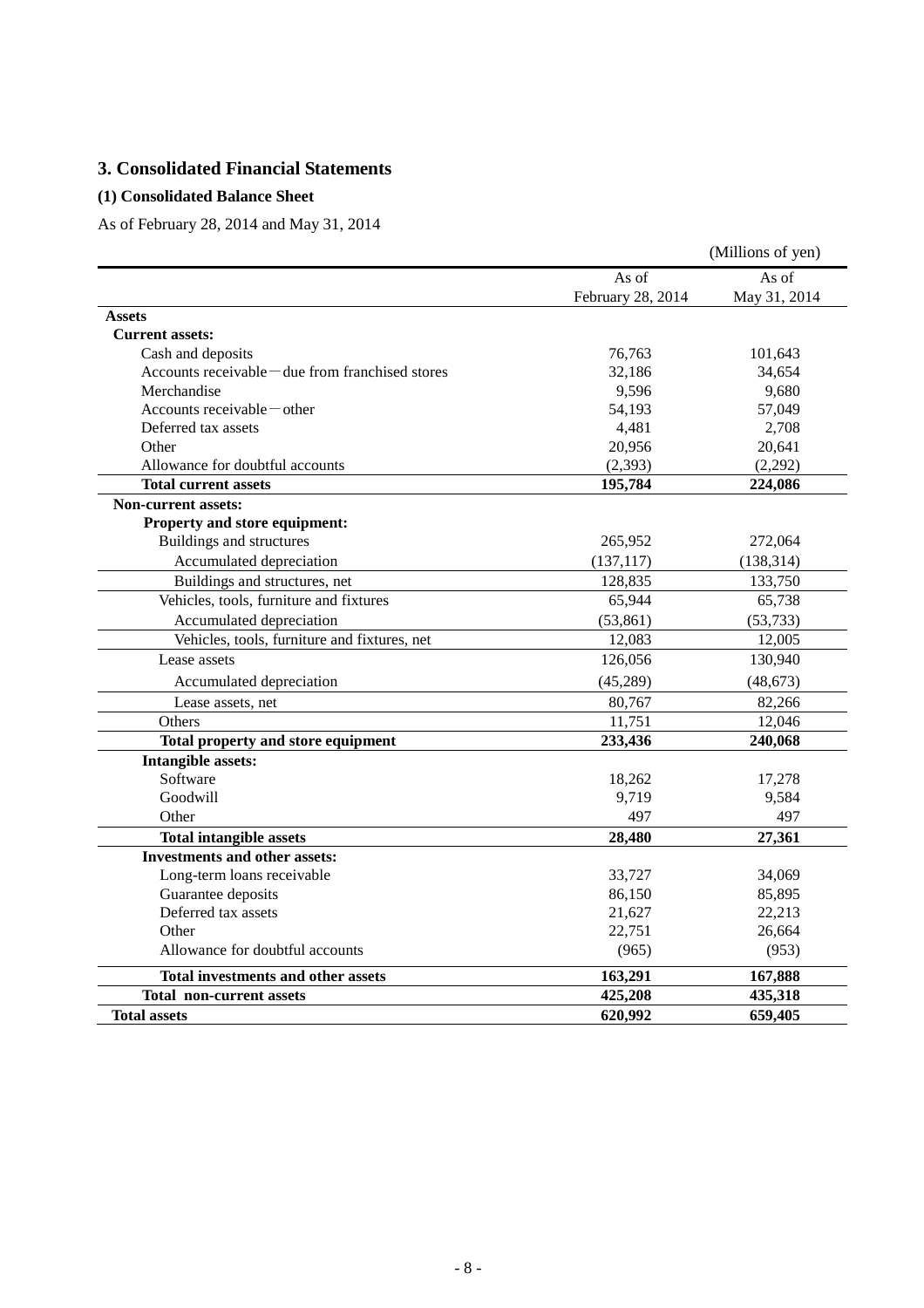## 3. Consolidated Financial Statements

### (1) Consolidated Balance Sheet

As of February 28, 2014 and May 31, 2014

(Millions of yen)

| | As of February 28, 2014 | As of May 31, 2014 |
|---|---|---|
| **Assets** | | |
| **Current assets:** | | |
| Cash and deposits | 76,763 | 101,643 |
| Accounts receivable－due from franchised stores | 32,186 | 34,654 |
| Merchandise | 9,596 | 9,680 |
| Accounts receivable－other | 54,193 | 57,049 |
| Deferred tax assets | 4,481 | 2,708 |
| Other | 20,956 | 20,641 |
| Allowance for doubtful accounts | (2,393) | (2,292) |
| **Total current assets** | **195,784** | **224,086** |
| **Non-current assets:** | | |
| **Property and store equipment:** | | |
| Buildings and structures | 265,952 | 272,064 |
| Accumulated depreciation | (137,117) | (138,314) |
| Buildings and structures, net | 128,835 | 133,750 |
| Vehicles, tools, furniture and fixtures | 65,944 | 65,738 |
| Accumulated depreciation | (53,861) | (53,733) |
| Vehicles, tools, furniture and fixtures, net | 12,083 | 12,005 |
| Lease assets | 126,056 | 130,940 |
| Accumulated depreciation | (45,289) | (48,673) |
| Lease assets, net | 80,767 | 82,266 |
| Others | 11,751 | 12,046 |
| **Total property and store equipment** | **233,436** | **240,068** |
| **Intangible assets:** | | |
| Software | 18,262 | 17,278 |
| Goodwill | 9,719 | 9,584 |
| Other | 497 | 497 |
| **Total intangible assets** | **28,480** | **27,361** |
| **Investments and other assets:** | | |
| Long-term loans receivable | 33,727 | 34,069 |
| Guarantee deposits | 86,150 | 85,895 |
| Deferred tax assets | 21,627 | 22,213 |
| Other | 22,751 | 26,664 |
| Allowance for doubtful accounts | (965) | (953) |
| **Total investments and other assets** | **163,291** | **167,888** |
| **Total non-current assets** | **425,208** | **435,318** |
| **Total assets** | **620,992** | **659,405** |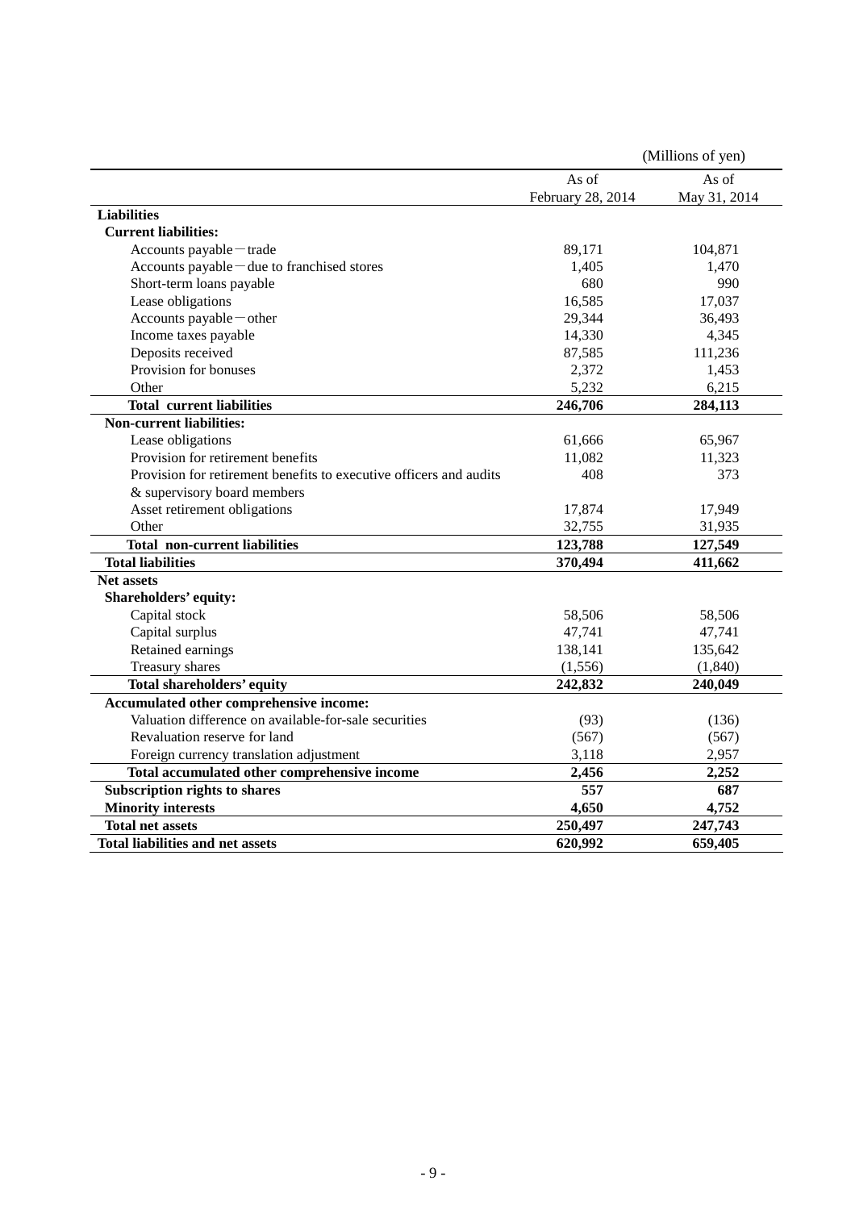(Millions of yen)

| | As of February 28, 2014 | As of May 31, 2014 |
|---|---|---|
| **Liabilities** | | |
| **Current liabilities:** | | |
| Accounts payable－trade | 89,171 | 104,871 |
| Accounts payable－due to franchised stores | 1,405 | 1,470 |
| Short-term loans payable | 680 | 990 |
| Lease obligations | 16,585 | 17,037 |
| Accounts payable－other | 29,344 | 36,493 |
| Income taxes payable | 14,330 | 4,345 |
| Deposits received | 87,585 | 111,236 |
| Provision for bonuses | 2,372 | 1,453 |
| Other | 5,232 | 6,215 |
| **Total current liabilities** | **246,706** | **284,113** |
| **Non-current liabilities:** | | |
| Lease obligations | 61,666 | 65,967 |
| Provision for retirement benefits | 11,082 | 11,323 |
| Provision for retirement benefits to executive officers and audits & supervisory board members | 408 | 373 |
| Asset retirement obligations | 17,874 | 17,949 |
| Other | 32,755 | 31,935 |
| **Total non-current liabilities** | **123,788** | **127,549** |
| **Total liabilities** | **370,494** | **411,662** |
| **Net assets** | | |
| **Shareholders' equity:** | | |
| Capital stock | 58,506 | 58,506 |
| Capital surplus | 47,741 | 47,741 |
| Retained earnings | 138,141 | 135,642 |
| Treasury shares | (1,556) | (1,840) |
| **Total shareholders' equity** | **242,832** | **240,049** |
| **Accumulated other comprehensive income:** | | |
| Valuation difference on available-for-sale securities | (93) | (136) |
| Revaluation reserve for land | (567) | (567) |
| Foreign currency translation adjustment | 3,118 | 2,957 |
| **Total accumulated other comprehensive income** | **2,456** | **2,252** |
| **Subscription rights to shares** | **557** | **687** |
| **Minority interests** | **4,650** | **4,752** |
| **Total net assets** | **250,497** | **247,743** |
| **Total liabilities and net assets** | **620,992** | **659,405** |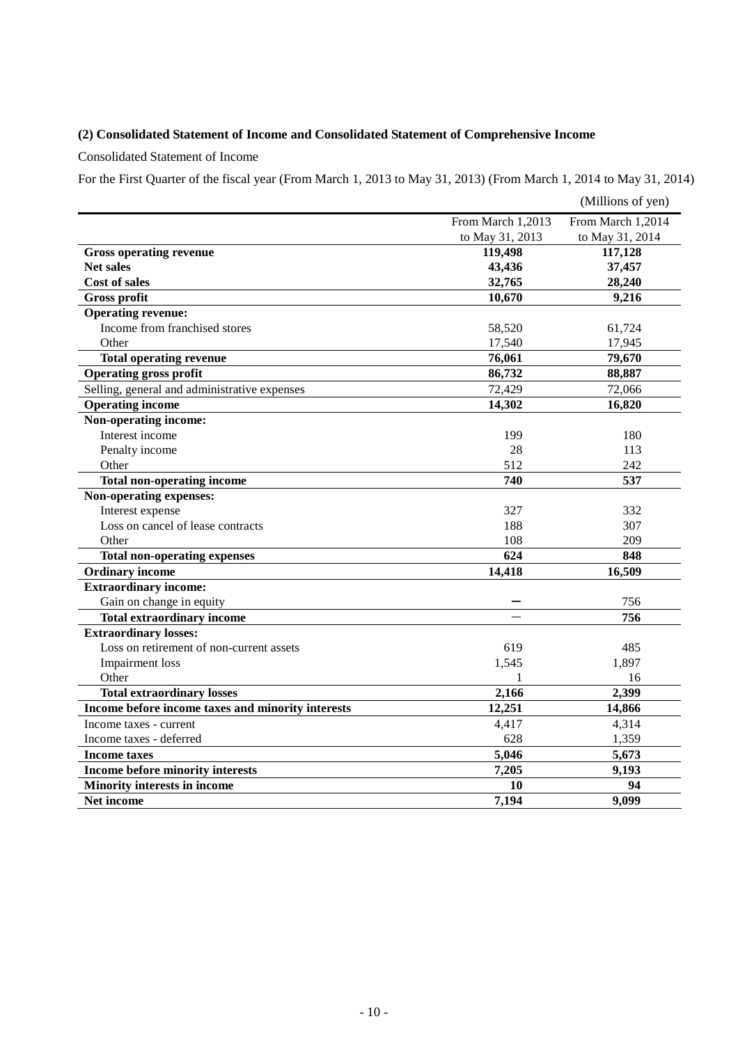### (2) Consolidated Statement of Income and Consolidated Statement of Comprehensive Income

Consolidated Statement of Income

For the First Quarter of the fiscal year (From March 1, 2013 to May 31, 2013) (From March 1, 2014 to May 31, 2014)

(Millions of yen)

| | From March 1,2013 to May 31, 2013 | From March 1,2014 to May 31, 2014 |
|---|---|---|
| **Gross operating revenue** | **119,498** | **117,128** |
| **Net sales** | **43,436** | **37,457** |
| **Cost of sales** | **32,765** | **28,240** |
| **Gross profit** | **10,670** | **9,216** |
| **Operating revenue:** | | |
| Income from franchised stores | 58,520 | 61,724 |
| Other | 17,540 | 17,945 |
| **Total operating revenue** | **76,061** | **79,670** |
| **Operating gross profit** | **86,732** | **88,887** |
| Selling, general and administrative expenses | 72,429 | 72,066 |
| **Operating income** | **14,302** | **16,820** |
| **Non-operating income:** | | |
| Interest income | 199 | 180 |
| Penalty income | 28 | 113 |
| Other | 512 | 242 |
| **Total non-operating income** | **740** | **537** |
| **Non-operating expenses:** | | |
| Interest expense | 327 | 332 |
| Loss on cancel of lease contracts | 188 | 307 |
| Other | 108 | 209 |
| **Total non-operating expenses** | **624** | **848** |
| **Ordinary income** | **14,418** | **16,509** |
| **Extraordinary income:** | | |
| Gain on change in equity | ― | 756 |
| **Total extraordinary income** | ― | **756** |
| **Extraordinary losses:** | | |
| Loss on retirement of non-current assets | 619 | 485 |
| Impairment loss | 1,545 | 1,897 |
| Other | 1 | 16 |
| **Total extraordinary losses** | **2,166** | **2,399** |
| **Income before income taxes and minority interests** | **12,251** | **14,866** |
| Income taxes - current | 4,417 | 4,314 |
| Income taxes - deferred | 628 | 1,359 |
| **Income taxes** | **5,046** | **5,673** |
| **Income before minority interests** | **7,205** | **9,193** |
| **Minority interests in income** | **10** | **94** |
| **Net income** | **7,194** | **9,099** |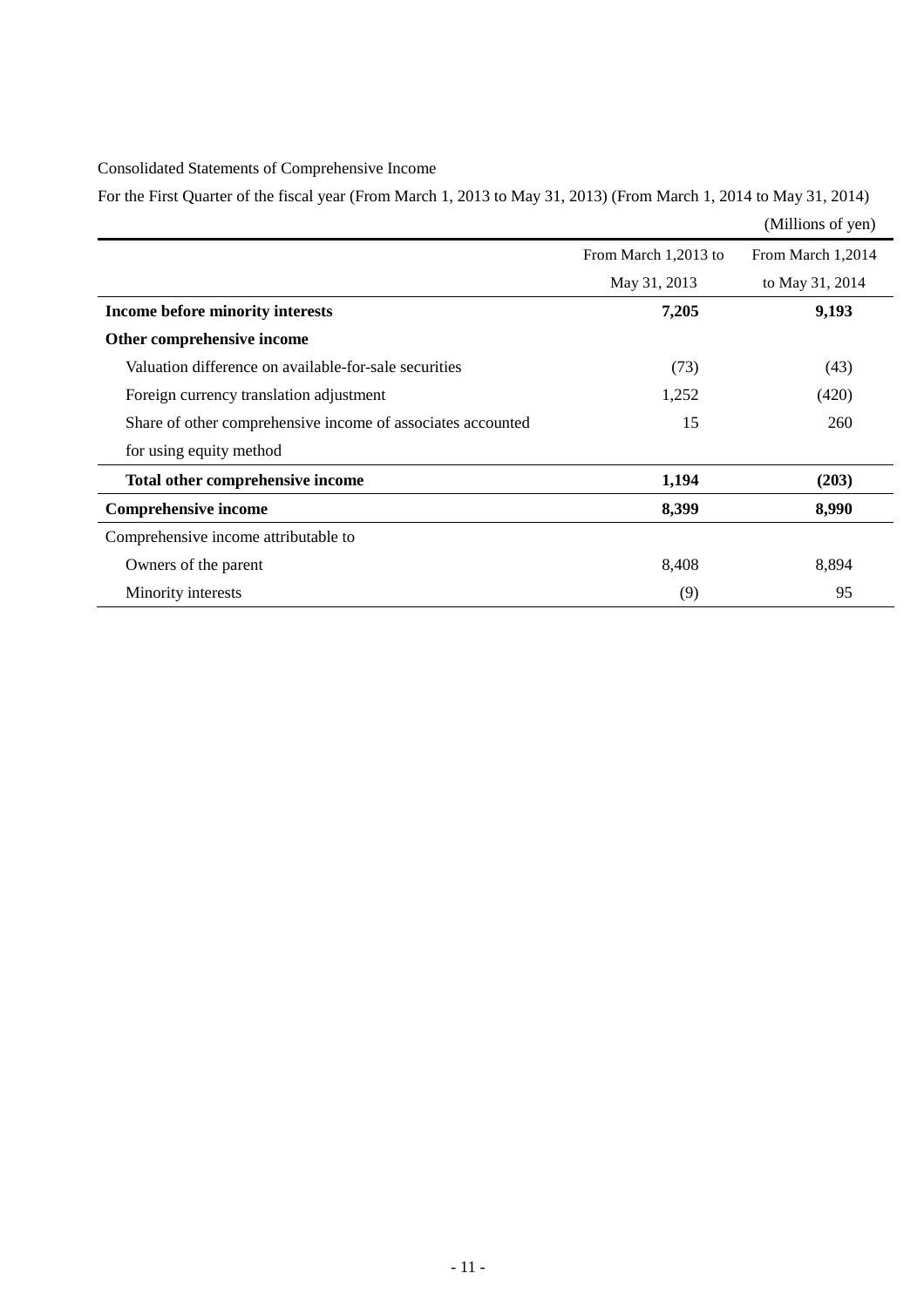Consolidated Statements of Comprehensive Income

For the First Quarter of the fiscal year (From March 1, 2013 to May 31, 2013) (From March 1, 2014 to May 31, 2014)

(Millions of yen)

| | From March 1,2013 to May 31, 2013 | From March 1,2014 to May 31, 2014 |
|---|---|---|
| **Income before minority interests** | **7,205** | **9,193** |
| **Other comprehensive income** | | |
| Valuation difference on available-for-sale securities | (73) | (43) |
| Foreign currency translation adjustment | 1,252 | (420) |
| Share of other comprehensive income of associates accounted for using equity method | 15 | 260 |
| **Total other comprehensive income** | **1,194** | **(203)** |
| **Comprehensive income** | **8,399** | **8,990** |
| Comprehensive income attributable to | | |
| Owners of the parent | 8,408 | 8,894 |
| Minority interests | (9) | 95 |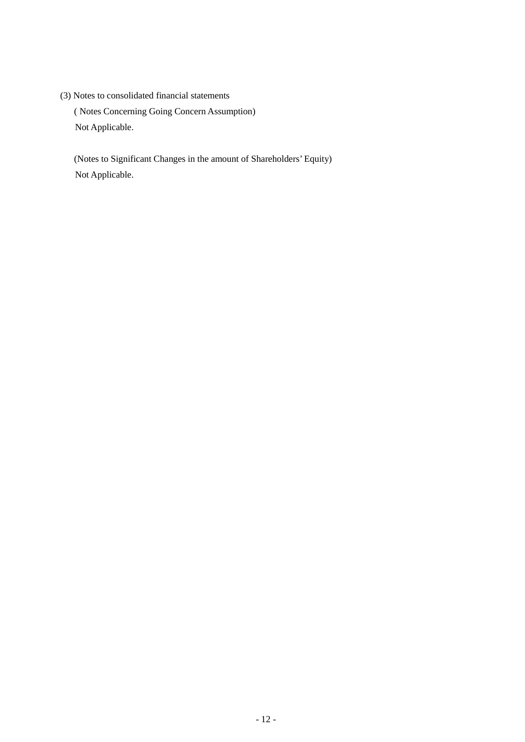### (3) Notes to consolidated financial statements

( Notes Concerning Going Concern Assumption)

Not Applicable.

(Notes to Significant Changes in the amount of Shareholders' Equity)

Not Applicable.